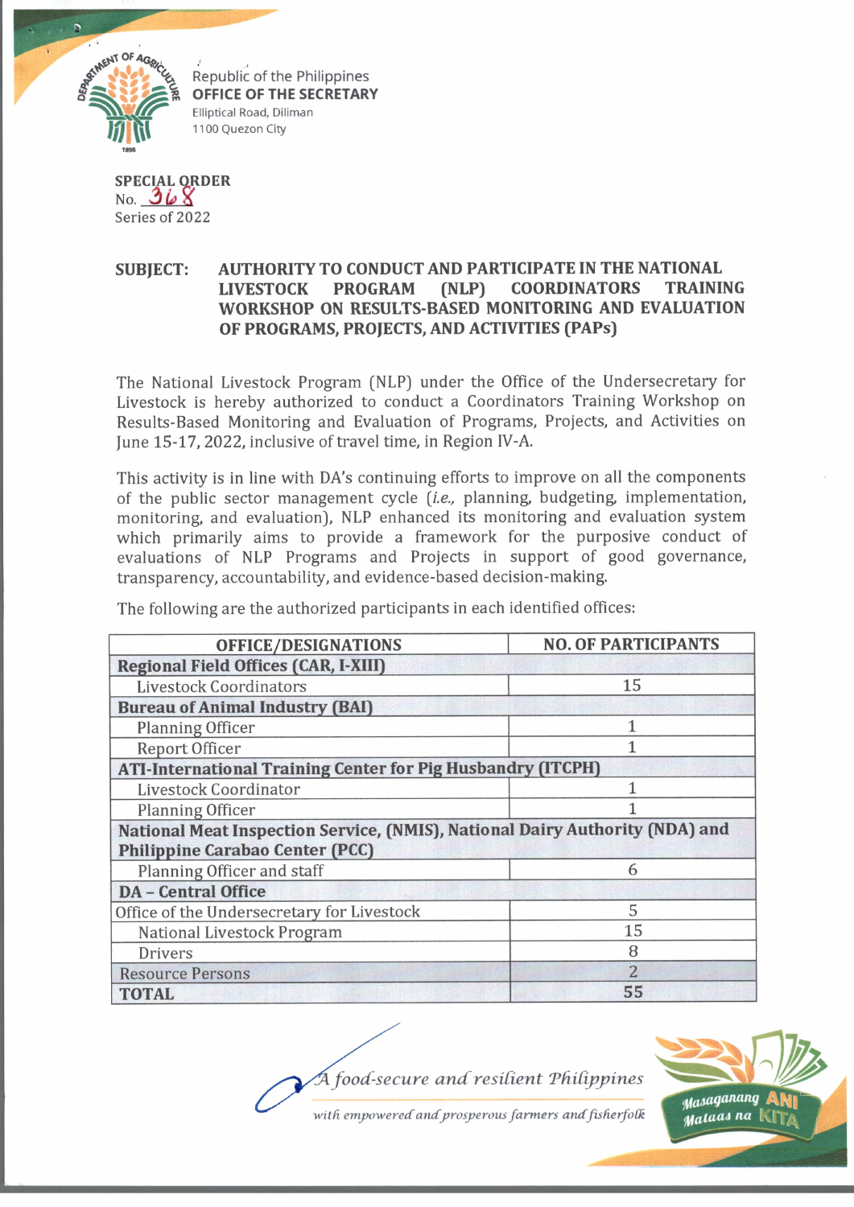Republic of the Philippines
**OFFICE OF THE SECRETARY**
Elliptical Road, Diliman
1100 Quezon City

**SPECIAL ORDER**
No. 368
Series of 2022

**SUBJECT: AUTHORITY TO CONDUCT AND PARTICIPATE IN THE NATIONAL LIVESTOCK PROGRAM (NLP) COORDINATORS TRAINING WORKSHOP ON RESULTS-BASED MONITORING AND EVALUATION OF PROGRAMS, PROJECTS, AND ACTIVITIES (PAPs)**

The National Livestock Program (NLP) under the Office of the Undersecretary for Livestock is hereby authorized to conduct a Coordinators Training Workshop on Results-Based Monitoring and Evaluation of Programs, Projects, and Activities on June 15-17, 2022, inclusive of travel time, in Region IV-A.

This activity is in line with DA's continuing efforts to improve on all the components of the public sector management cycle (*i.e.,* planning, budgeting, implementation, monitoring, and evaluation), NLP enhanced its monitoring and evaluation system which primarily aims to provide a framework for the purposive conduct of evaluations of NLP Programs and Projects in support of good governance, transparency, accountability, and evidence-based decision-making.

The following are the authorized participants in each identified offices:

| OFFICE/DESIGNATIONS | NO. OF PARTICIPANTS |
|---|---|
| **Regional Field Offices (CAR, I-XIII)** | |
| Livestock Coordinators | 15 |
| **Bureau of Animal Industry (BAI)** | |
| Planning Officer | 1 |
| Report Officer | 1 |
| **ATI-International Training Center for Pig Husbandry (ITCPH)** | |
| Livestock Coordinator | 1 |
| Planning Officer | 1 |
| **National Meat Inspection Service, (NMIS), National Dairy Authority (NDA) and Philippine Carabao Center (PCC)** | |
| Planning Officer and staff | 6 |
| **DA – Central Office** | |
| Office of the Undersecretary for Livestock | 5 |
| National Livestock Program | 15 |
| Drivers | 8 |
| Resource Persons | 2 |
| **TOTAL** | 55 |

*A food-secure and resilient Philippines with empowered and prosperous farmers and fisherfolk*

Masaganang ANI Mataas na KITA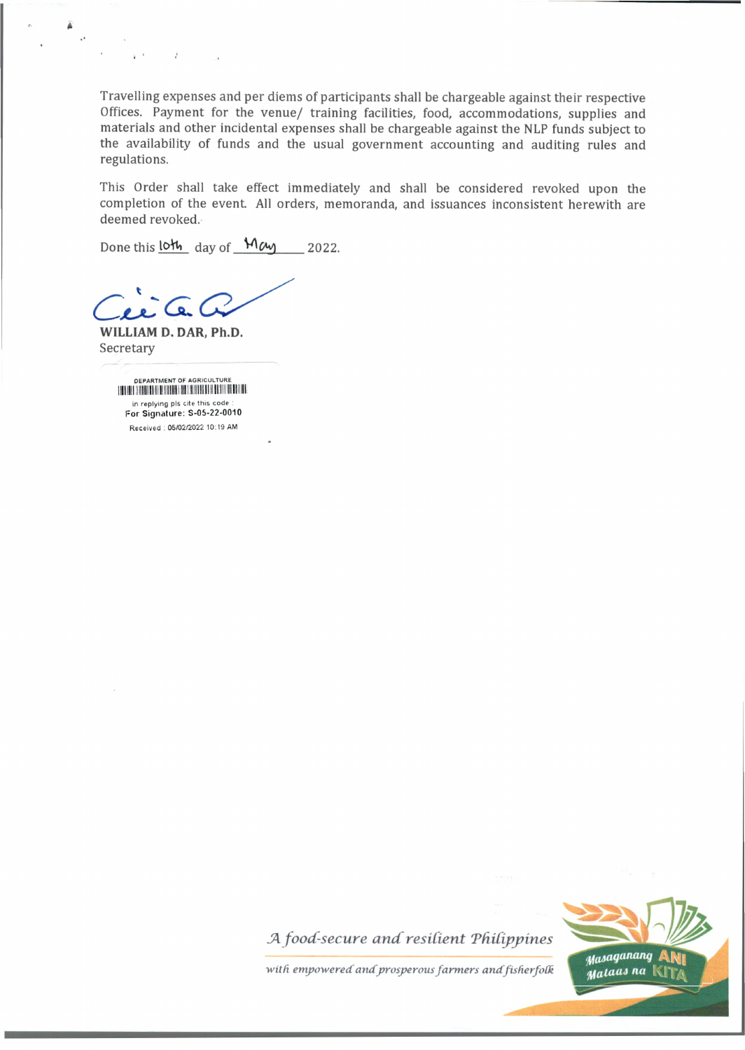Travelling expenses and per diems of participants shall be chargeable against their respective Offices. Payment for the venue/ training facilities, food, accommodations, supplies and materials and other incidental expenses shall be chargeable against the NLP funds subject to the availability of funds and the usual government accounting and auditing rules and regulations.

This Order shall take effect immediately and shall be considered revoked upon the completion of the event. All orders, memoranda, and issuances inconsistent herewith are deemed revoked.

Done this 10th day of May 2022.

**WILLIAM D. DAR, Ph.D.**
Secretary

DEPARTMENT OF AGRICULTURE
in replying pls cite this code :
For Signature: S-05-22-0010
Received : 05/02/2022 10:19 AM

*A food-secure and resilient Philippines*
*with empowered and prosperous farmers and fisherfolk*

Masaganang ANI Mataas na KITA